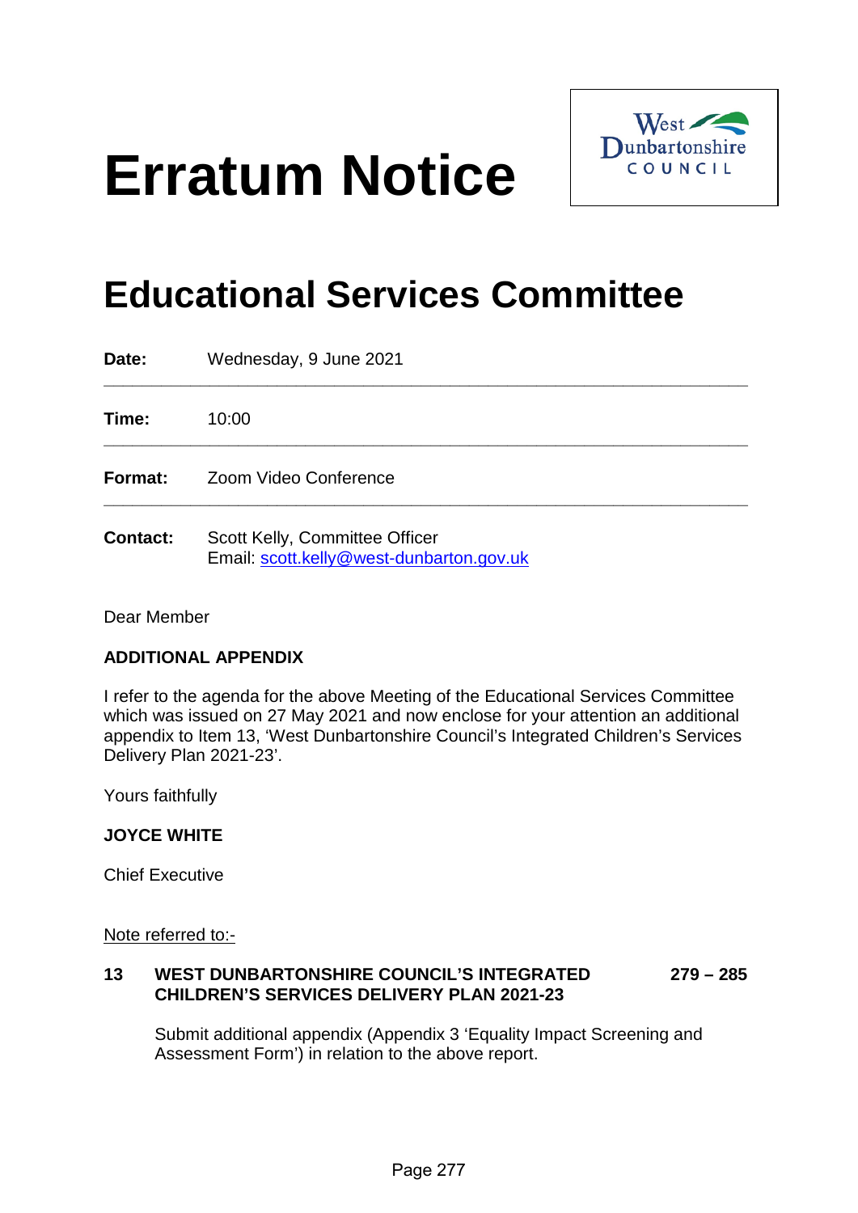# Erratum Notice

West Dunbartonshire COUNCIL

# Educational Services Committee

| | |
|---|---|
| **Date:** | Wednesday, 9 June 2021 |
| **Time:** | 10:00 |
| **Format:** | Zoom Video Conference |
| **Contact:** | Scott Kelly, Committee Officer<br>Email: scott.kelly@west-dunbarton.gov.uk |

Dear Member

**ADDITIONAL APPENDIX**

I refer to the agenda for the above Meeting of the Educational Services Committee which was issued on 27 May 2021 and now enclose for your attention an additional appendix to Item 13, 'West Dunbartonshire Council's Integrated Children's Services Delivery Plan 2021-23'.

Yours faithfully

**JOYCE WHITE**

Chief Executive

Note referred to:-

**13 WEST DUNBARTONSHIRE COUNCIL'S INTEGRATED CHILDREN'S SERVICES DELIVERY PLAN 2021-23** **279 – 285**

Submit additional appendix (Appendix 3 'Equality Impact Screening and Assessment Form') in relation to the above report.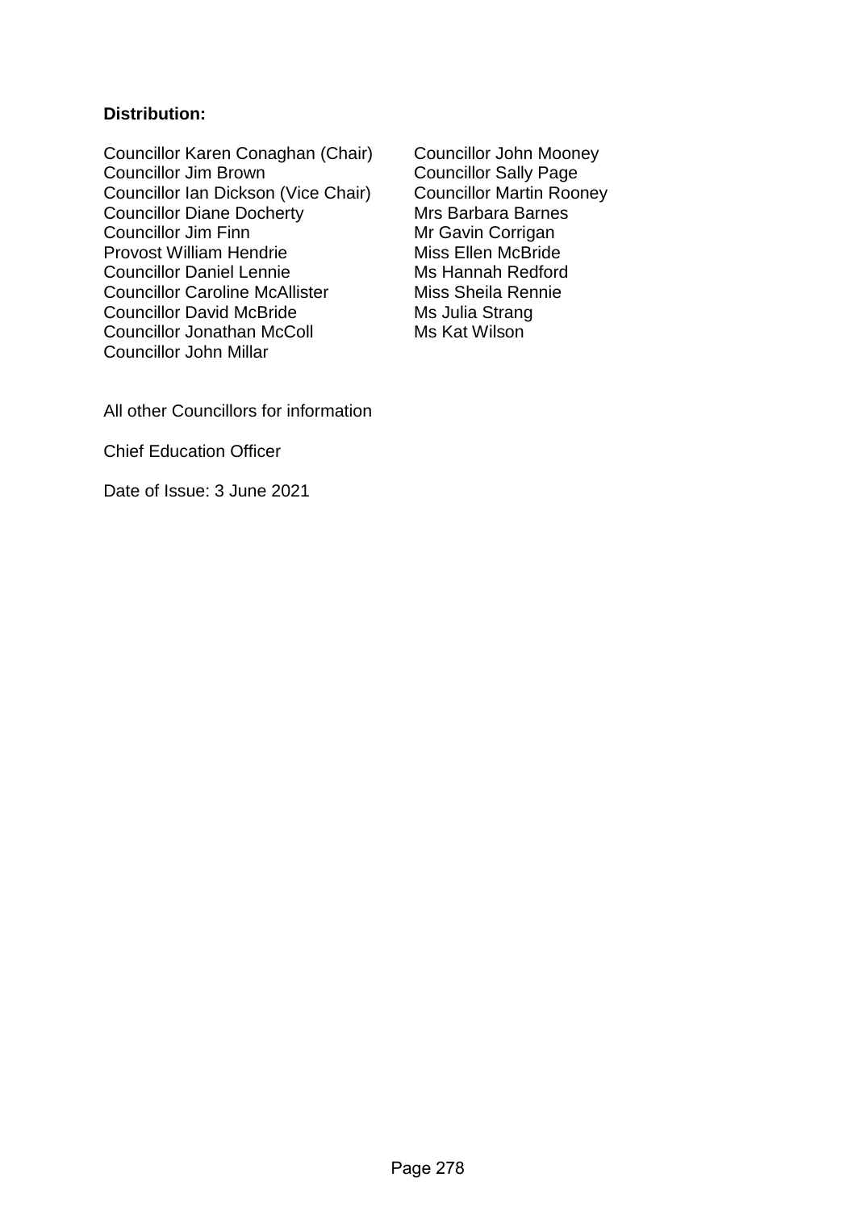**Distribution:**

Councillor Karen Conaghan (Chair)
Councillor Jim Brown
Councillor Ian Dickson (Vice Chair)
Councillor Diane Docherty
Councillor Jim Finn
Provost William Hendrie
Councillor Daniel Lennie
Councillor Caroline McAllister
Councillor David McBride
Councillor Jonathan McColl
Councillor John Millar
Councillor John Mooney
Councillor Sally Page
Councillor Martin Rooney
Mrs Barbara Barnes
Mr Gavin Corrigan
Miss Ellen McBride
Ms Hannah Redford
Miss Sheila Rennie
Ms Julia Strang
Ms Kat Wilson

All other Councillors for information

Chief Education Officer

Date of Issue: 3 June 2021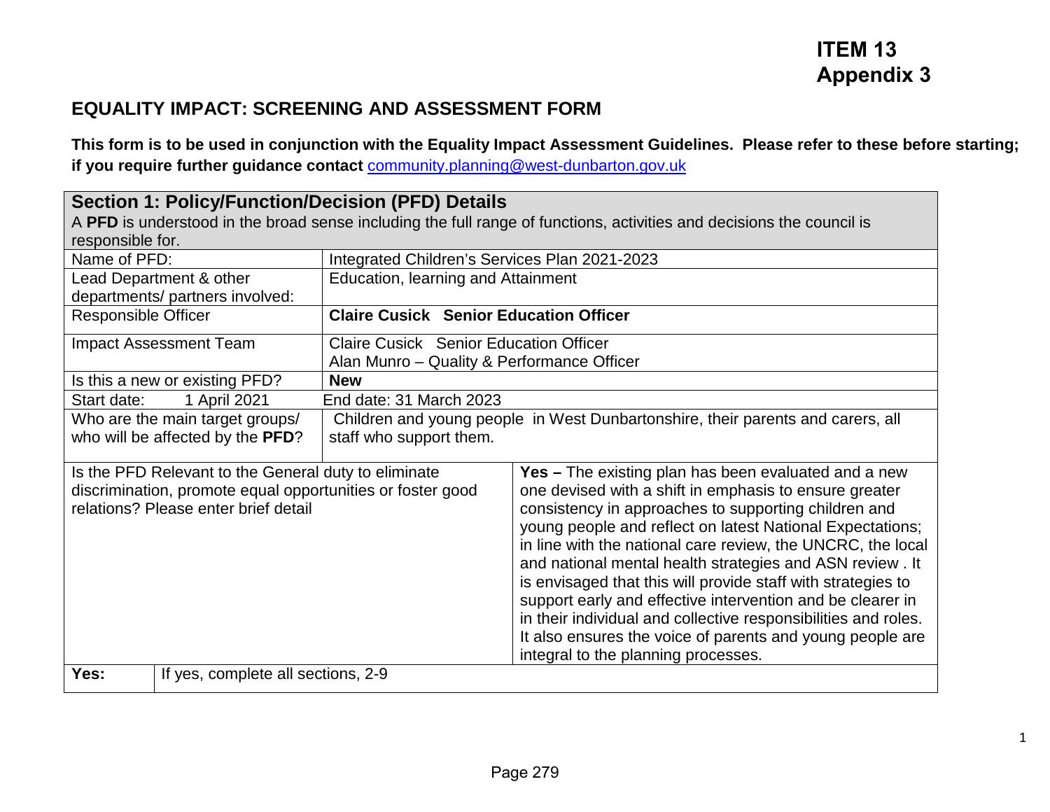**ITEM 13**
**Appendix 3**

## EQUALITY IMPACT: SCREENING AND ASSESSMENT FORM

**This form is to be used in conjunction with the Equality Impact Assessment Guidelines. Please refer to these before starting; if you require further guidance contact** community.planning@west-dunbarton.gov.uk

| **Section 1: Policy/Function/Decision (PFD) Details**<br>A **PFD** is understood in the broad sense including the full range of functions, activities and decisions the council is responsible for. | |
|---|---|
| Name of PFD: | Integrated Children's Services Plan 2021-2023 |
| Lead Department & other departments/ partners involved: | Education, learning and Attainment |
| Responsible Officer | **Claire Cusick Senior Education Officer** |
| Impact Assessment Team | Claire Cusick Senior Education Officer<br>Alan Munro – Quality & Performance Officer |
| Is this a new or existing PFD? | **New** |
| Start date: 1 April 2021 | End date: 31 March 2023 |
| Who are the main target groups/ who will be affected by the **PFD**? | Children and young people in West Dunbartonshire, their parents and carers, all staff who support them. |
| Is the PFD Relevant to the General duty to eliminate discrimination, promote equal opportunities or foster good relations? Please enter brief detail | **Yes –** The existing plan has been evaluated and a new one devised with a shift in emphasis to ensure greater consistency in approaches to supporting children and young people and reflect on latest National Expectations; in line with the national care review, the UNCRC, the local and national mental health strategies and ASN review . It is envisaged that this will provide staff with strategies to support early and effective intervention and be clearer in in their individual and collective responsibilities and roles. It also ensures the voice of parents and young people are integral to the planning processes. |
| **Yes:** | If yes, complete all sections, 2-9 |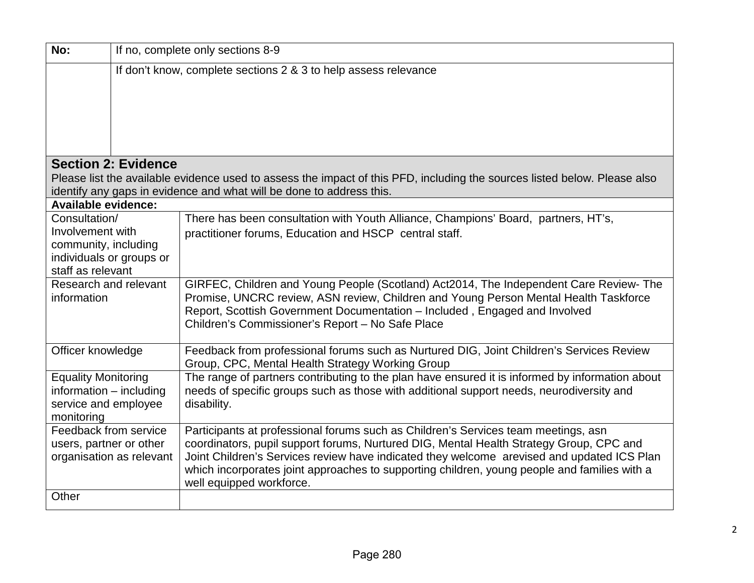| | |
|---|---|
| **No:** | If no, complete only sections 8-9 |
| | If don't know, complete sections 2 & 3 to help assess relevance |

## Section 2: Evidence

Please list the available evidence used to assess the impact of this PFD, including the sources listed below. Please also identify any gaps in evidence and what will be done to address this.

| **Available evidence:** | |
|---|---|
| Consultation/ Involvement with community, including individuals or groups or staff as relevant | There has been consultation with Youth Alliance, Champions' Board, partners, HT's, practitioner forums, Education and HSCP central staff. |
| Research and relevant information | GIRFEC, Children and Young People (Scotland) Act2014, The Independent Care Review- The Promise, UNCRC review, ASN review, Children and Young Person Mental Health Taskforce Report, Scottish Government Documentation – Included , Engaged and Involved<br>Children's Commissioner's Report – No Safe Place |
| Officer knowledge | Feedback from professional forums such as Nurtured DIG, Joint Children's Services Review Group, CPC, Mental Health Strategy Working Group |
| Equality Monitoring information – including service and employee monitoring | The range of partners contributing to the plan have ensured it is informed by information about needs of specific groups such as those with additional support needs, neurodiversity and disability. |
| Feedback from service users, partner or other organisation as relevant | Participants at professional forums such as Children's Services team meetings, asn coordinators, pupil support forums, Nurtured DIG, Mental Health Strategy Group, CPC and Joint Children's Services review have indicated they welcome arevised and updated ICS Plan which incorporates joint approaches to supporting children, young people and families with a well equipped workforce. |
| Other | |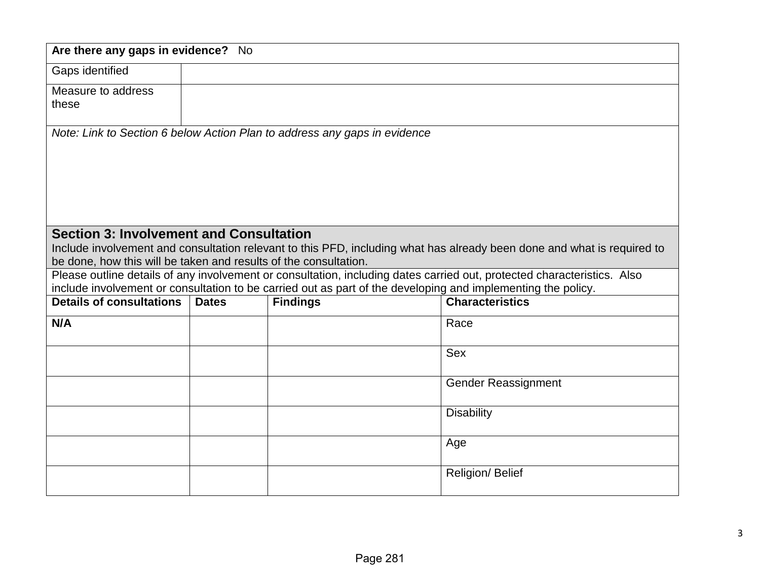| **Are there any gaps in evidence?** No | |
|---|---|
| Gaps identified | |
| Measure to address these | |
| *Note: Link to Section 6 below Action Plan to address any gaps in evidence* | |

## Section 3: Involvement and Consultation

Include involvement and consultation relevant to this PFD, including what has already been done and what is required to be done, how this will be taken and results of the consultation.

Please outline details of any involvement or consultation, including dates carried out, protected characteristics. Also include involvement or consultation to be carried out as part of the developing and implementing the policy.

| **Details of consultations** | **Dates** | **Findings** | **Characteristics** |
|---|---|---|---|
| **N/A** | | | Race |
| | | | Sex |
| | | | Gender Reassignment |
| | | | Disability |
| | | | Age |
| | | | Religion/ Belief |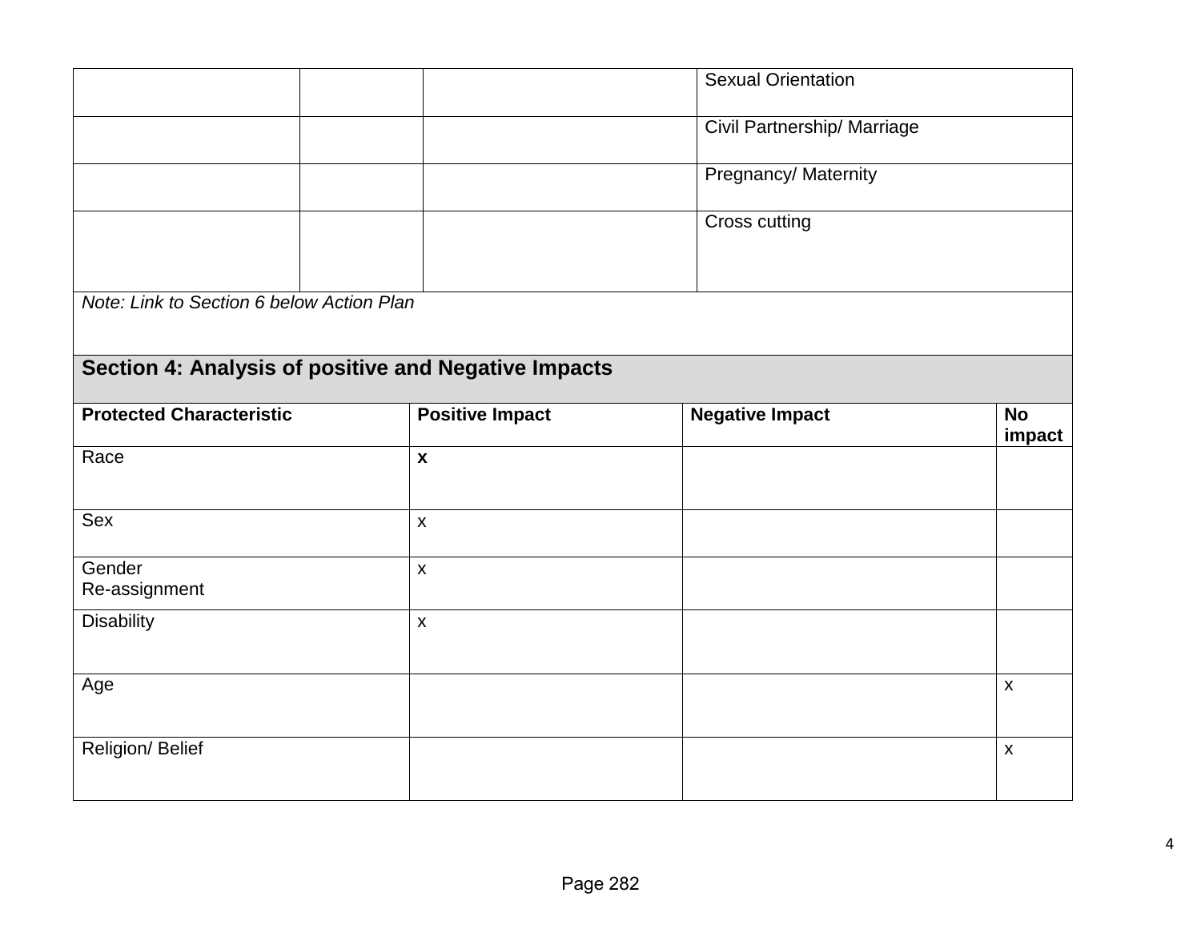| | | | |
|---|---|---|---|
| | | | Sexual Orientation |
| | | | Civil Partnership/ Marriage |
| | | | Pregnancy/ Maternity |
| | | | Cross cutting |

*Note: Link to Section 6 below Action Plan*

## Section 4: Analysis of positive and Negative Impacts

| Protected Characteristic | Positive Impact | Negative Impact | No impact |
|---|---|---|---|
| Race | **x** | | |
| Sex | x | | |
| Gender Re-assignment | x | | |
| Disability | x | | |
| Age | | | x |
| Religion/ Belief | | | x |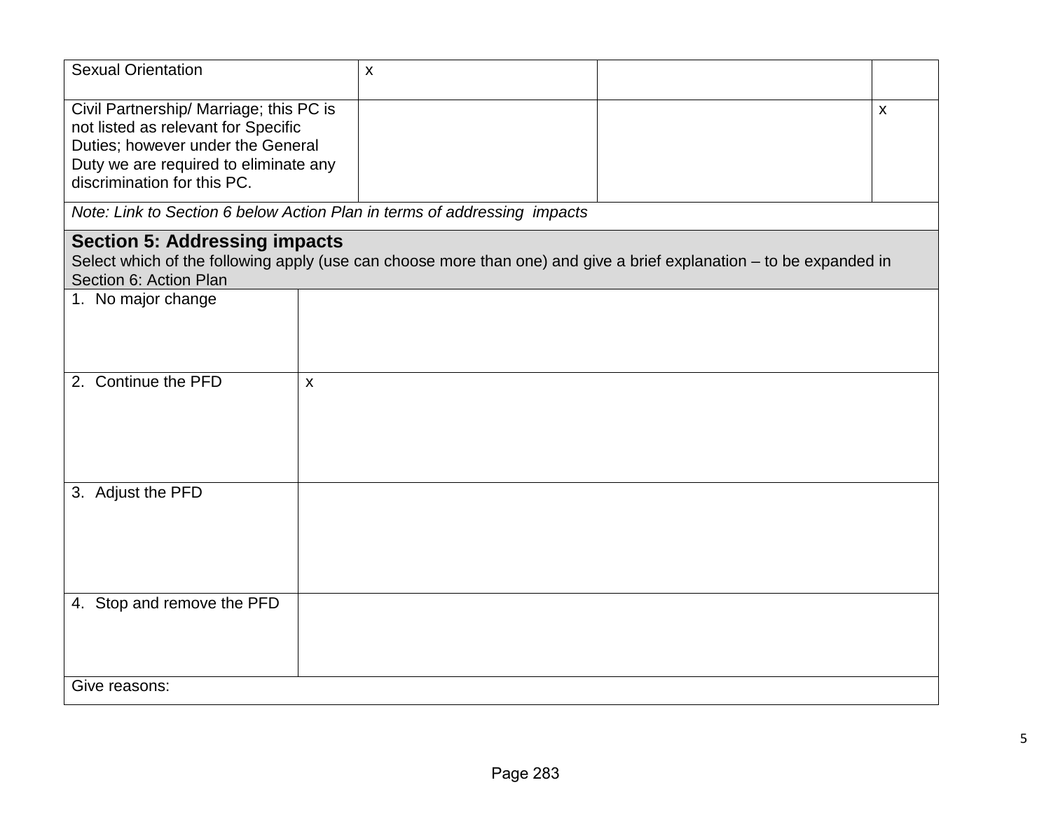| | | | |
|---|---|---|---|
| Sexual Orientation | x | | |
| Civil Partnership/ Marriage; this PC is not listed as relevant for Specific Duties; however under the General Duty we are required to eliminate any discrimination for this PC. | | | x |
| *Note: Link to Section 6 below Action Plan in terms of addressing impacts* | | | |

| **Section 5: Addressing impacts** Select which of the following apply (use can choose more than one) and give a brief explanation – to be expanded in Section 6: Action Plan | |
|---|---|
| 1. No major change | |
| 2. Continue the PFD | x |
| 3. Adjust the PFD | |
| 4. Stop and remove the PFD | |
| Give reasons: | |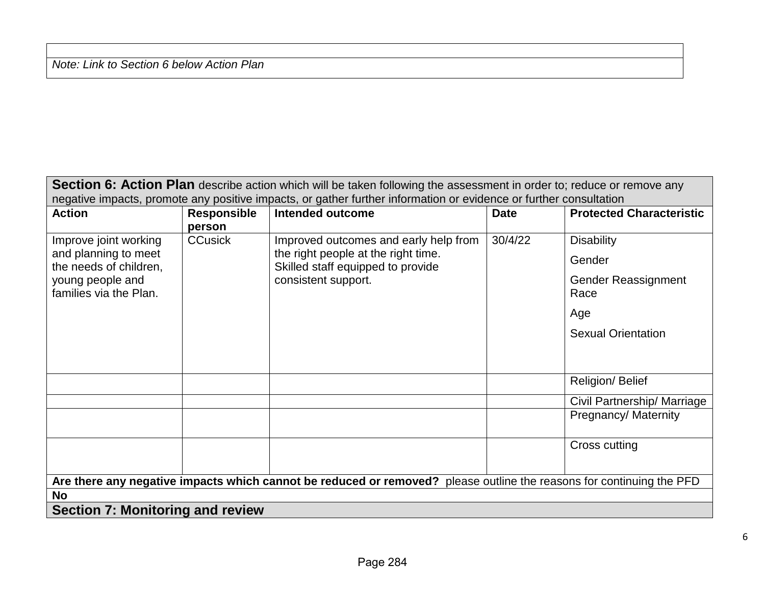| |
|---|
| *Note: Link to Section 6 below Action Plan* |

| **Section 6: Action Plan** describe action which will be taken following the assessment in order to; reduce or remove any negative impacts, promote any positive impacts, or gather further information or evidence or further consultation | | | | |
|---|---|---|---|---|
| **Action** | **Responsible person** | **Intended outcome** | **Date** | **Protected Characteristic** |
| Improve joint working and planning to meet the needs of children, young people and families via the Plan. | CCusick | Improved outcomes and early help from the right people at the right time. Skilled staff equipped to provide consistent support. | 30/4/22 | Disability<br>Gender<br>Gender Reassignment Race<br>Age<br>Sexual Orientation |
| | | | | Religion/ Belief |
| | | | | Civil Partnership/ Marriage |
| | | | | Pregnancy/ Maternity |
| | | | | Cross cutting |
| **Are there any negative impacts which cannot be reduced or removed?** please outline the reasons for continuing the PFD | | | | |
| **No** | | | | |
| **Section 7: Monitoring and review** | | | | |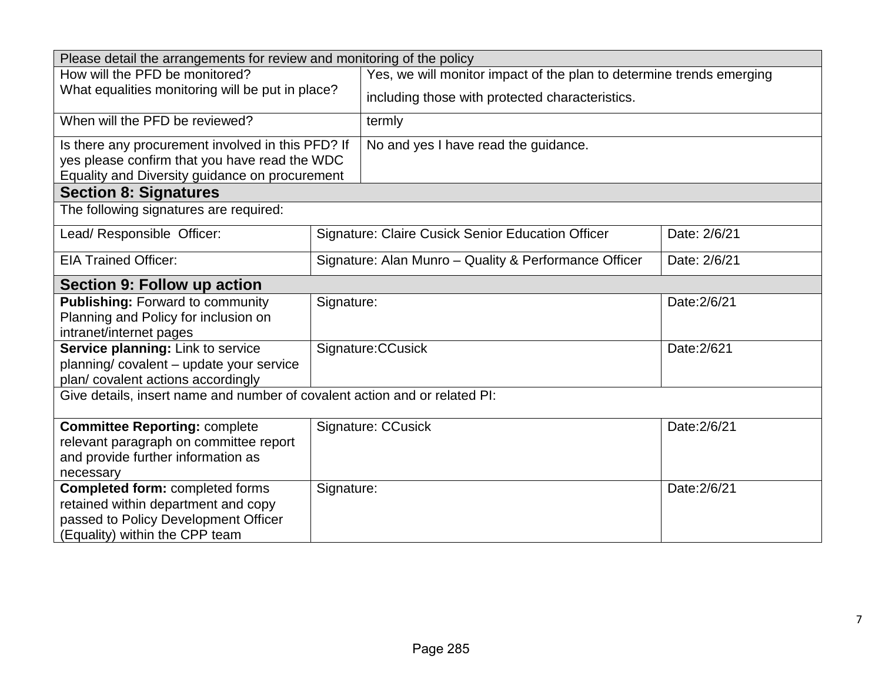| | | |
|---|---|---|
| Please detail the arrangements for review and monitoring of the policy | | |
| How will the PFD be monitored?<br>What equalities monitoring will be put in place? | Yes, we will monitor impact of the plan to determine trends emerging including those with protected characteristics. | |
| When will the PFD be reviewed? | termly | |
| Is there any procurement involved in this PFD? If yes please confirm that you have read the WDC Equality and Diversity guidance on procurement | No and yes I have read the guidance. | |

## Section 8: Signatures

| | | |
|---|---|---|
| The following signatures are required: | | |
| Lead/ Responsible Officer: | Signature: Claire Cusick Senior Education Officer | Date: 2/6/21 |
| EIA Trained Officer: | Signature: Alan Munro – Quality & Performance Officer | Date: 2/6/21 |

## Section 9: Follow up action

| | | |
|---|---|---|
| **Publishing:** Forward to community Planning and Policy for inclusion on intranet/internet pages | Signature: | Date:2/6/21 |
| **Service planning:** Link to service planning/ covalent – update your service plan/ covalent actions accordingly | Signature:CCusick | Date:2/621 |
| Give details, insert name and number of covalent action and or related PI: | | |
| **Committee Reporting:** complete relevant paragraph on committee report and provide further information as necessary | Signature: CCusick | Date:2/6/21 |
| **Completed form:** completed forms retained within department and copy passed to Policy Development Officer (Equality) within the CPP team | Signature: | Date:2/6/21 |